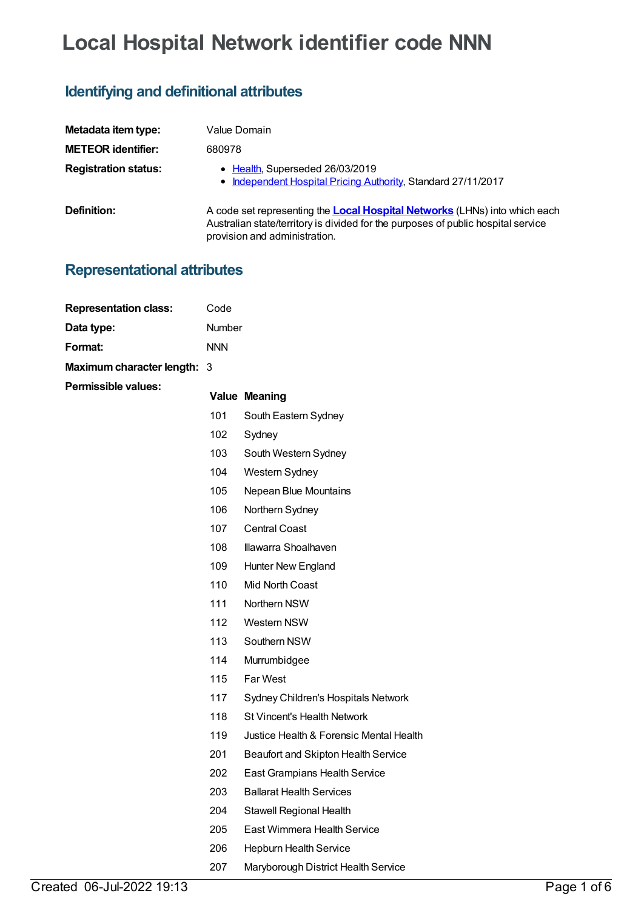# Local Hospital Network identifier code NNN

## Identifying and definitional attributes

| | |
|---|---|
| **Metadata item type:** | Value Domain |
| **METEOR identifier:** | 680978 |
| **Registration status:** | • Health, Superseded 26/03/2019<br>• Independent Hospital Pricing Authority, Standard 27/11/2017 |
| **Definition:** | A code set representing the **Local Hospital Networks** (LHNs) into which each Australian state/territory is divided for the purposes of public hospital service provision and administration. |

## Representational attributes

| | |
|---|---|
| **Representation class:** | Code |
| **Data type:** | Number |
| **Format:** | NNN |
| **Maximum character length:** | 3 |

**Permissible values:**

| Value | Meaning |
|---|---|
| 101 | South Eastern Sydney |
| 102 | Sydney |
| 103 | South Western Sydney |
| 104 | Western Sydney |
| 105 | Nepean Blue Mountains |
| 106 | Northern Sydney |
| 107 | Central Coast |
| 108 | Illawarra Shoalhaven |
| 109 | Hunter New England |
| 110 | Mid North Coast |
| 111 | Northern NSW |
| 112 | Western NSW |
| 113 | Southern NSW |
| 114 | Murrumbidgee |
| 115 | Far West |
| 117 | Sydney Children's Hospitals Network |
| 118 | St Vincent's Health Network |
| 119 | Justice Health & Forensic Mental Health |
| 201 | Beaufort and Skipton Health Service |
| 202 | East Grampians Health Service |
| 203 | Ballarat Health Services |
| 204 | Stawell Regional Health |
| 205 | East Wimmera Health Service |
| 206 | Hepburn Health Service |
| 207 | Maryborough District Health Service |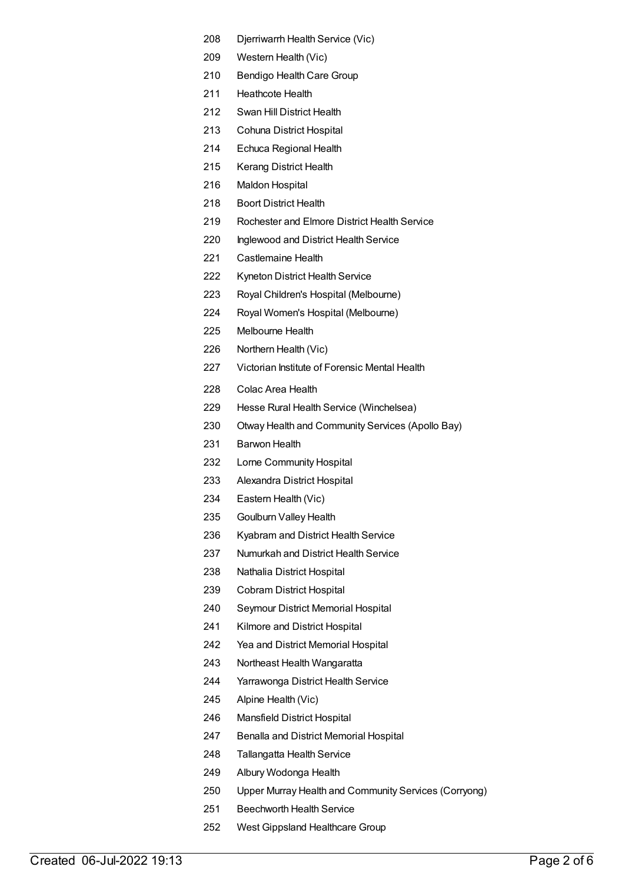| | |
|---|---|
| 208 | Djerriwarrh Health Service (Vic) |
| 209 | Western Health (Vic) |
| 210 | Bendigo Health Care Group |
| 211 | Heathcote Health |
| 212 | Swan Hill District Health |
| 213 | Cohuna District Hospital |
| 214 | Echuca Regional Health |
| 215 | Kerang District Health |
| 216 | Maldon Hospital |
| 218 | Boort District Health |
| 219 | Rochester and Elmore District Health Service |
| 220 | Inglewood and District Health Service |
| 221 | Castlemaine Health |
| 222 | Kyneton District Health Service |
| 223 | Royal Children's Hospital (Melbourne) |
| 224 | Royal Women's Hospital (Melbourne) |
| 225 | Melbourne Health |
| 226 | Northern Health (Vic) |
| 227 | Victorian Institute of Forensic Mental Health |
| 228 | Colac Area Health |
| 229 | Hesse Rural Health Service (Winchelsea) |
| 230 | Otway Health and Community Services (Apollo Bay) |
| 231 | Barwon Health |
| 232 | Lorne Community Hospital |
| 233 | Alexandra District Hospital |
| 234 | Eastern Health (Vic) |
| 235 | Goulburn Valley Health |
| 236 | Kyabram and District Health Service |
| 237 | Numurkah and District Health Service |
| 238 | Nathalia District Hospital |
| 239 | Cobram District Hospital |
| 240 | Seymour District Memorial Hospital |
| 241 | Kilmore and District Hospital |
| 242 | Yea and District Memorial Hospital |
| 243 | Northeast Health Wangaratta |
| 244 | Yarrawonga District Health Service |
| 245 | Alpine Health (Vic) |
| 246 | Mansfield District Hospital |
| 247 | Benalla and District Memorial Hospital |
| 248 | Tallangatta Health Service |
| 249 | Albury Wodonga Health |
| 250 | Upper Murray Health and Community Services (Corryong) |
| 251 | Beechworth Health Service |
| 252 | West Gippsland Healthcare Group |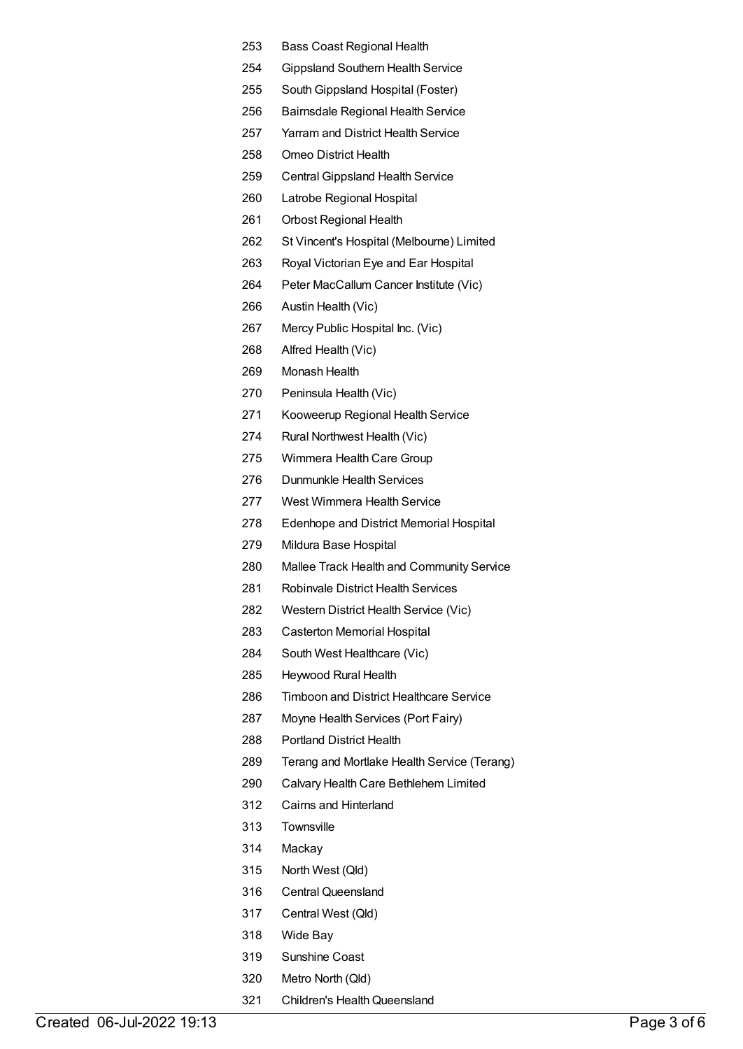| | |
|---|---|
| 253 | Bass Coast Regional Health |
| 254 | Gippsland Southern Health Service |
| 255 | South Gippsland Hospital (Foster) |
| 256 | Bairnsdale Regional Health Service |
| 257 | Yarram and District Health Service |
| 258 | Omeo District Health |
| 259 | Central Gippsland Health Service |
| 260 | Latrobe Regional Hospital |
| 261 | Orbost Regional Health |
| 262 | St Vincent's Hospital (Melbourne) Limited |
| 263 | Royal Victorian Eye and Ear Hospital |
| 264 | Peter MacCallum Cancer Institute (Vic) |
| 266 | Austin Health (Vic) |
| 267 | Mercy Public Hospital Inc. (Vic) |
| 268 | Alfred Health (Vic) |
| 269 | Monash Health |
| 270 | Peninsula Health (Vic) |
| 271 | Kooweerup Regional Health Service |
| 274 | Rural Northwest Health (Vic) |
| 275 | Wimmera Health Care Group |
| 276 | Dunmunkle Health Services |
| 277 | West Wimmera Health Service |
| 278 | Edenhope and District Memorial Hospital |
| 279 | Mildura Base Hospital |
| 280 | Mallee Track Health and Community Service |
| 281 | Robinvale District Health Services |
| 282 | Western District Health Service (Vic) |
| 283 | Casterton Memorial Hospital |
| 284 | South West Healthcare (Vic) |
| 285 | Heywood Rural Health |
| 286 | Timboon and District Healthcare Service |
| 287 | Moyne Health Services (Port Fairy) |
| 288 | Portland District Health |
| 289 | Terang and Mortlake Health Service (Terang) |
| 290 | Calvary Health Care Bethlehem Limited |
| 312 | Cairns and Hinterland |
| 313 | Townsville |
| 314 | Mackay |
| 315 | North West (Qld) |
| 316 | Central Queensland |
| 317 | Central West (Qld) |
| 318 | Wide Bay |
| 319 | Sunshine Coast |
| 320 | Metro North (Qld) |
| 321 | Children's Health Queensland |

Created 06-Jul-2022 19:13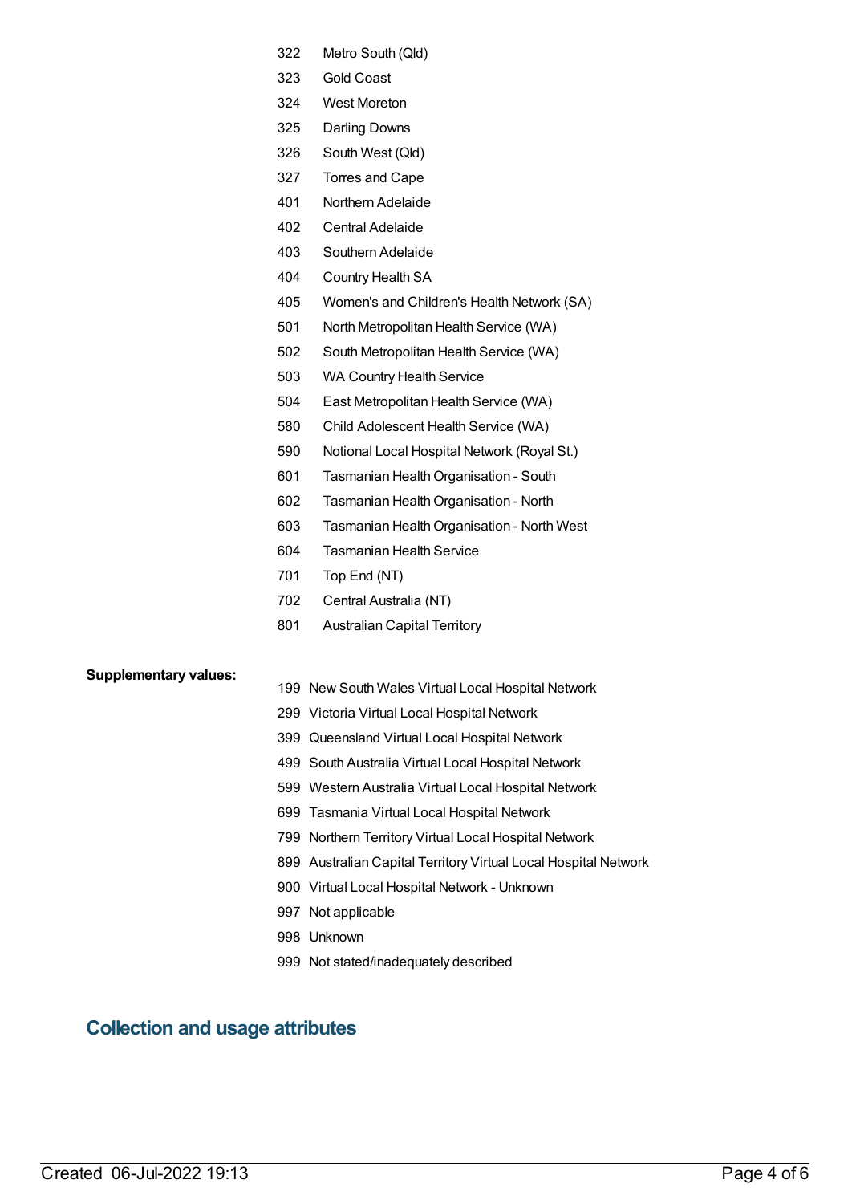| | |
|---|---|
| 322 | Metro South (Qld) |
| 323 | Gold Coast |
| 324 | West Moreton |
| 325 | Darling Downs |
| 326 | South West (Qld) |
| 327 | Torres and Cape |
| 401 | Northern Adelaide |
| 402 | Central Adelaide |
| 403 | Southern Adelaide |
| 404 | Country Health SA |
| 405 | Women's and Children's Health Network (SA) |
| 501 | North Metropolitan Health Service (WA) |
| 502 | South Metropolitan Health Service (WA) |
| 503 | WA Country Health Service |
| 504 | East Metropolitan Health Service (WA) |
| 580 | Child Adolescent Health Service (WA) |
| 590 | Notional Local Hospital Network (Royal St.) |
| 601 | Tasmanian Health Organisation - South |
| 602 | Tasmanian Health Organisation - North |
| 603 | Tasmanian Health Organisation - North West |
| 604 | Tasmanian Health Service |
| 701 | Top End (NT) |
| 702 | Central Australia (NT) |
| 801 | Australian Capital Territory |

**Supplementary values:**

| | |
|---|---|
| 199 | New South Wales Virtual Local Hospital Network |
| 299 | Victoria Virtual Local Hospital Network |
| 399 | Queensland Virtual Local Hospital Network |
| 499 | South Australia Virtual Local Hospital Network |
| 599 | Western Australia Virtual Local Hospital Network |
| 699 | Tasmania Virtual Local Hospital Network |
| 799 | Northern Territory Virtual Local Hospital Network |
| 899 | Australian Capital Territory Virtual Local Hospital Network |
| 900 | Virtual Local Hospital Network - Unknown |
| 997 | Not applicable |
| 998 | Unknown |
| 999 | Not stated/inadequately described |

## Collection and usage attributes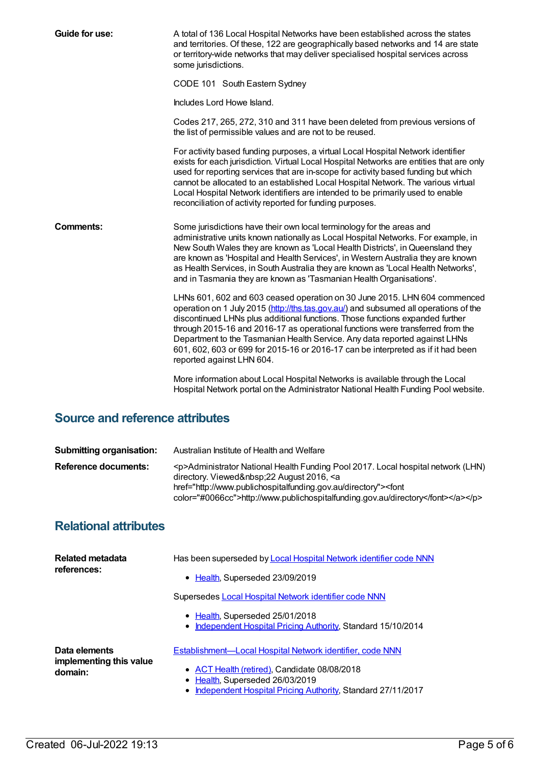**Guide for use:**

A total of 136 Local Hospital Networks have been established across the states and territories. Of these, 122 are geographically based networks and 14 are state or territory-wide networks that may deliver specialised hospital services across some jurisdictions.

CODE 101 South Eastern Sydney

Includes Lord Howe Island.

Codes 217, 265, 272, 310 and 311 have been deleted from previous versions of the list of permissible values and are not to be reused.

For activity based funding purposes, a virtual Local Hospital Network identifier exists for each jurisdiction. Virtual Local Hospital Networks are entities that are only used for reporting services that are in-scope for activity based funding but which cannot be allocated to an established Local Hospital Network. The various virtual Local Hospital Network identifiers are intended to be primarily used to enable reconciliation of activity reported for funding purposes.

**Comments:**

Some jurisdictions have their own local terminology for the areas and administrative units known nationally as Local Hospital Networks. For example, in New South Wales they are known as 'Local Health Districts', in Queensland they are known as 'Hospital and Health Services', in Western Australia they are known as Health Services, in South Australia they are known as 'Local Health Networks', and in Tasmania they are known as 'Tasmanian Health Organisations'.

LHNs 601, 602 and 603 ceased operation on 30 June 2015. LHN 604 commenced operation on 1 July 2015 (http://ths.tas.gov.au/) and subsumed all operations of the discontinued LHNs plus additional functions. Those functions expanded further through 2015-16 and 2016-17 as operational functions were transferred from the Department to the Tasmanian Health Service. Any data reported against LHNs 601, 602, 603 or 699 for 2015-16 or 2016-17 can be interpreted as if it had been reported against LHN 604.

More information about Local Hospital Networks is available through the Local Hospital Network portal on the Administrator National Health Funding Pool website.

## Source and reference attributes

**Submitting organisation:** Australian Institute of Health and Welfare

**Reference documents:** <p>Administrator National Health Funding Pool 2017. Local hospital network (LHN) directory. Viewed&nbsp;22 August 2016, <a href="http://www.publichospitalfunding.gov.au/directory"><font color="#0066cc">http://www.publichospitalfunding.gov.au/directory</font></a></p>

## Relational attributes

**Related metadata references:**

Has been superseded by Local Hospital Network identifier code NNN

- Health, Superseded 23/09/2019

Supersedes Local Hospital Network identifier code NNN

- Health, Superseded 25/01/2018
- Independent Hospital Pricing Authority, Standard 15/10/2014

**Data elements implementing this value domain:**

Establishment—Local Hospital Network identifier, code NNN

- ACT Health (retired), Candidate 08/08/2018
- Health, Superseded 26/03/2019
- Independent Hospital Pricing Authority, Standard 27/11/2017